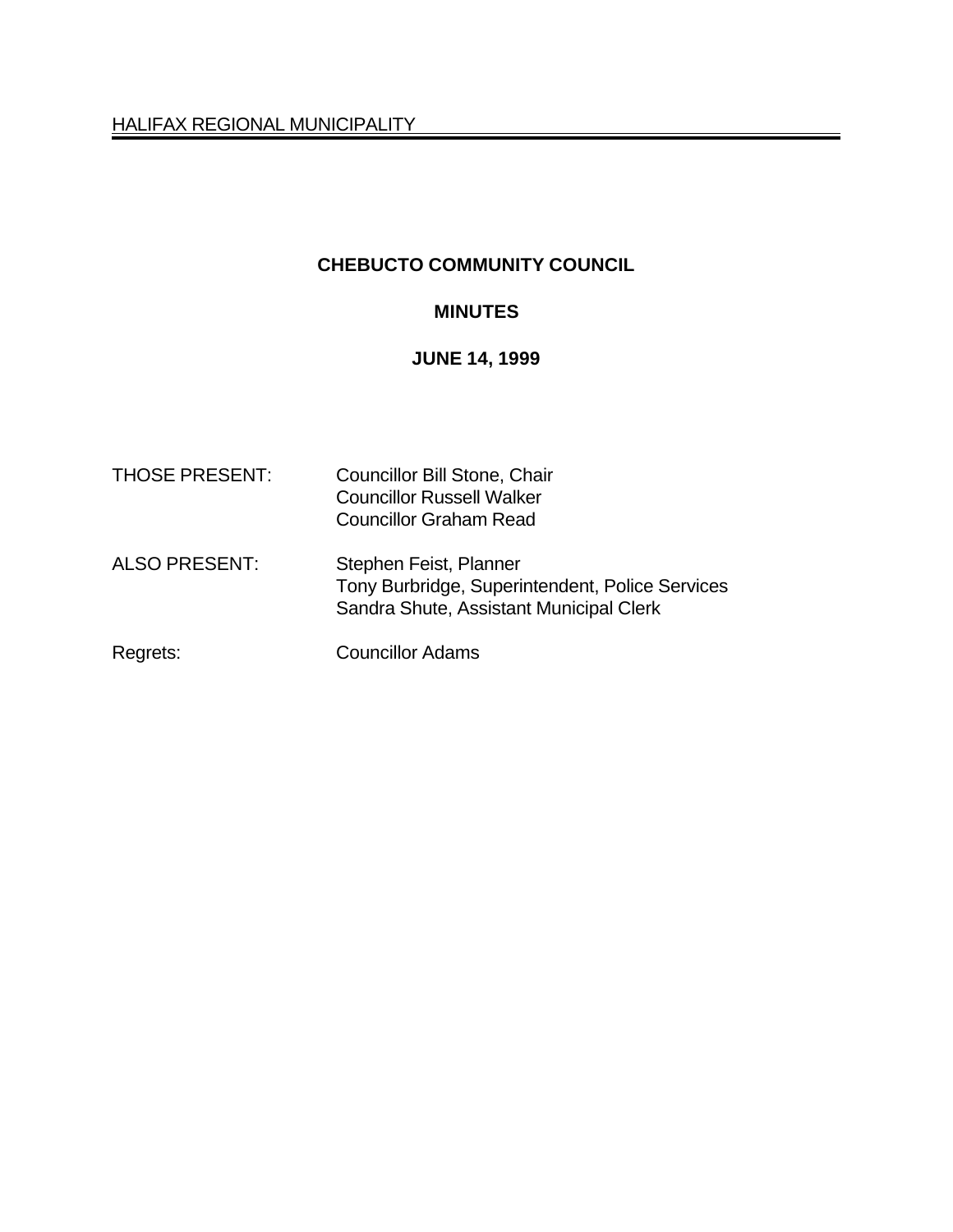HALIFAX REGIONAL MUNICIPALITY

# CHEBUCTO COMMUNITY COUNCIL

## MINUTES

## JUNE 14, 1999

THOSE PRESENT: Councillor Bill Stone, Chair
Councillor Russell Walker
Councillor Graham Read

ALSO PRESENT: Stephen Feist, Planner
Tony Burbridge, Superintendent, Police Services
Sandra Shute, Assistant Municipal Clerk

Regrets: Councillor Adams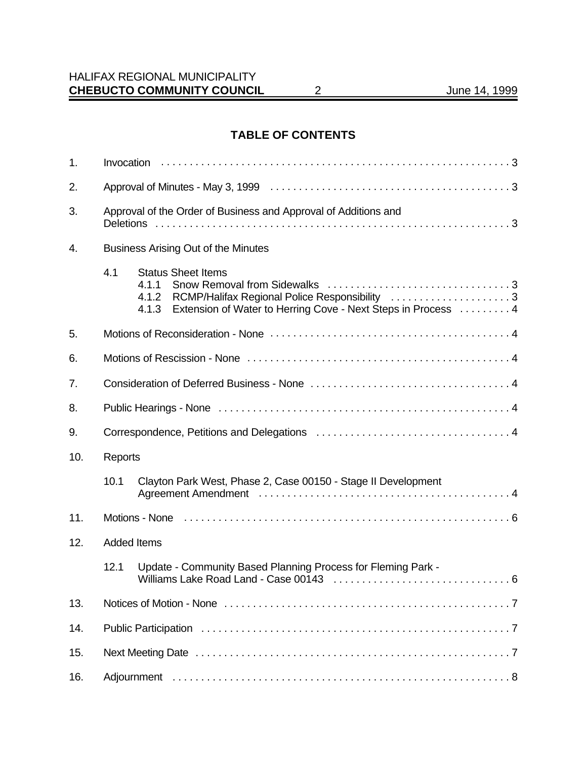## TABLE OF CONTENTS

1. Invocation . . . . . . . . . . . . . . . . . . . . . . . . . . . . . . . . . . . . . . . . . . . . . . . . . . . . . . . . . . . . . 3

2. Approval of Minutes - May 3, 1999 . . . . . . . . . . . . . . . . . . . . . . . . . . . . . . . . . . . . . . . . . 3

3. Approval of the Order of Business and Approval of Additions and Deletions . . . . . . . . . . . . . . . . . . . . . . . . . . . . . . . . . . . . . . . . . . . . . . . . . . . . . . . . . . . . . . 3

4. Business Arising Out of the Minutes

   4.1 Status Sheet Items
      - 4.1.1 Snow Removal from Sidewalks . . . . . . . . . . . . . . . . . . . . . . . . . . . . . . . . 3
      - 4.1.2 RCMP/Halifax Regional Police Responsibility . . . . . . . . . . . . . . . . . . . . . 3
      - 4.1.3 Extension of Water to Herring Cove - Next Steps in Process . . . . . . . . . 4

5. Motions of Reconsideration - None . . . . . . . . . . . . . . . . . . . . . . . . . . . . . . . . . . . . . . . . . . 4

6. Motions of Rescission - None . . . . . . . . . . . . . . . . . . . . . . . . . . . . . . . . . . . . . . . . . . . . . . 4

7. Consideration of Deferred Business - None . . . . . . . . . . . . . . . . . . . . . . . . . . . . . . . . . . . 4

8. Public Hearings - None . . . . . . . . . . . . . . . . . . . . . . . . . . . . . . . . . . . . . . . . . . . . . . . . . . . . 4

9. Correspondence, Petitions and Delegations . . . . . . . . . . . . . . . . . . . . . . . . . . . . . . . . . . 4

10. Reports

    10.1 Clayton Park West, Phase 2, Case 00150 - Stage II Development Agreement Amendment . . . . . . . . . . . . . . . . . . . . . . . . . . . . . . . . . . . . . . . . . . . . . 4

11. Motions - None . . . . . . . . . . . . . . . . . . . . . . . . . . . . . . . . . . . . . . . . . . . . . . . . . . . . . . . . . . . 6

12. Added Items

    12.1 Update - Community Based Planning Process for Fleming Park - Williams Lake Road Land - Case 00143 . . . . . . . . . . . . . . . . . . . . . . . . . . . . . . . 6

13. Notices of Motion - None . . . . . . . . . . . . . . . . . . . . . . . . . . . . . . . . . . . . . . . . . . . . . . . . . . . 7

14. Public Participation . . . . . . . . . . . . . . . . . . . . . . . . . . . . . . . . . . . . . . . . . . . . . . . . . . . . . . . 7

15. Next Meeting Date . . . . . . . . . . . . . . . . . . . . . . . . . . . . . . . . . . . . . . . . . . . . . . . . . . . . . . . . 7

16. Adjournment . . . . . . . . . . . . . . . . . . . . . . . . . . . . . . . . . . . . . . . . . . . . . . . . . . . . . . . . . . . . 8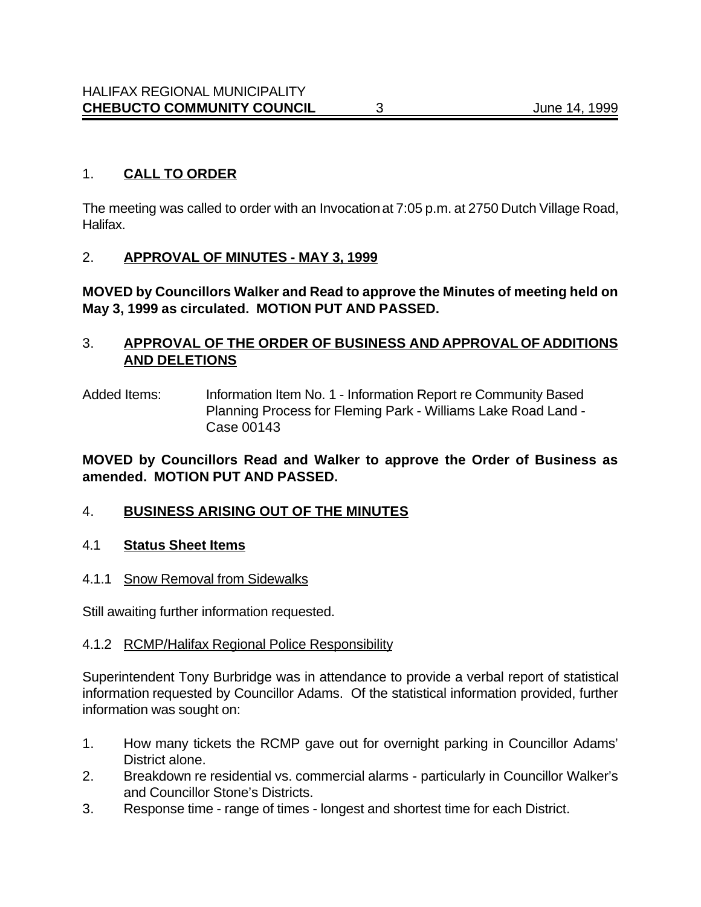## 1. **CALL TO ORDER**

The meeting was called to order with an Invocation at 7:05 p.m. at 2750 Dutch Village Road, Halifax.

## 2. **APPROVAL OF MINUTES - MAY 3, 1999**

**MOVED by Councillors Walker and Read to approve the Minutes of meeting held on May 3, 1999 as circulated. MOTION PUT AND PASSED.**

## 3. **APPROVAL OF THE ORDER OF BUSINESS AND APPROVAL OF ADDITIONS AND DELETIONS**

Added Items: Information Item No. 1 - Information Report re Community Based Planning Process for Fleming Park - Williams Lake Road Land - Case 00143

**MOVED by Councillors Read and Walker to approve the Order of Business as amended. MOTION PUT AND PASSED.**

## 4. **BUSINESS ARISING OUT OF THE MINUTES**

### 4.1 **Status Sheet Items**

#### 4.1.1 Snow Removal from Sidewalks

Still awaiting further information requested.

#### 4.1.2 RCMP/Halifax Regional Police Responsibility

Superintendent Tony Burbridge was in attendance to provide a verbal report of statistical information requested by Councillor Adams. Of the statistical information provided, further information was sought on:

1. How many tickets the RCMP gave out for overnight parking in Councillor Adams' District alone.
2. Breakdown re residential vs. commercial alarms - particularly in Councillor Walker's and Councillor Stone's Districts.
3. Response time - range of times - longest and shortest time for each District.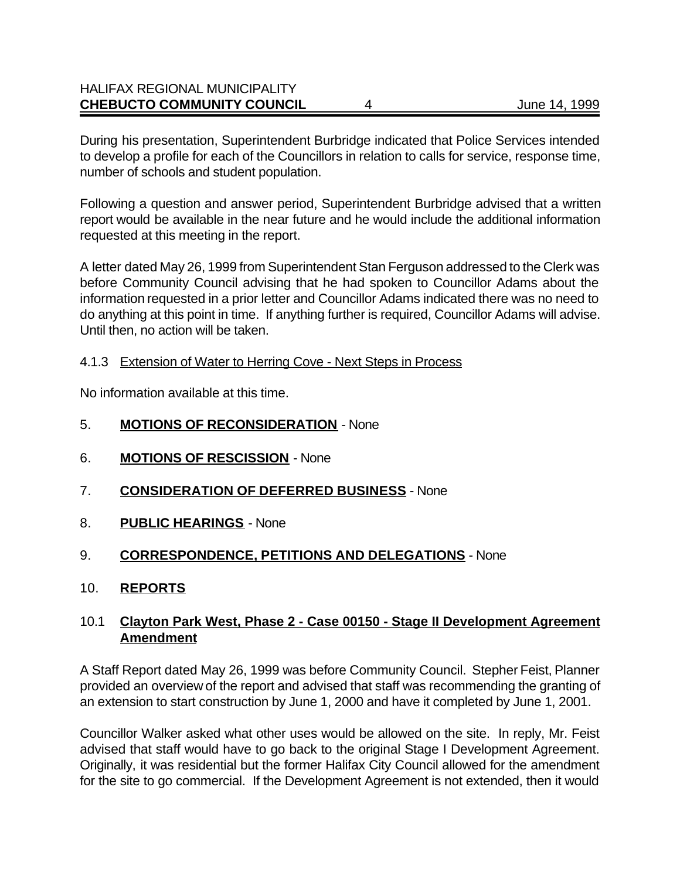During his presentation, Superintendent Burbridge indicated that Police Services intended to develop a profile for each of the Councillors in relation to calls for service, response time, number of schools and student population.

Following a question and answer period, Superintendent Burbridge advised that a written report would be available in the near future and he would include the additional information requested at this meeting in the report.

A letter dated May 26, 1999 from Superintendent Stan Ferguson addressed to the Clerk was before Community Council advising that he had spoken to Councillor Adams about the information requested in a prior letter and Councillor Adams indicated there was no need to do anything at this point in time. If anything further is required, Councillor Adams will advise. Until then, no action will be taken.

4.1.3 Extension of Water to Herring Cove - Next Steps in Process

No information available at this time.

5. **MOTIONS OF RECONSIDERATION** - None

6. **MOTIONS OF RESCISSION** - None

7. **CONSIDERATION OF DEFERRED BUSINESS** - None

8. **PUBLIC HEARINGS** - None

9. **CORRESPONDENCE, PETITIONS AND DELEGATIONS** - None

10. **REPORTS**

10.1 **Clayton Park West, Phase 2 - Case 00150 - Stage II Development Agreement Amendment**

A Staff Report dated May 26, 1999 was before Community Council. Stepher Feist, Planner provided an overview of the report and advised that staff was recommending the granting of an extension to start construction by June 1, 2000 and have it completed by June 1, 2001.

Councillor Walker asked what other uses would be allowed on the site. In reply, Mr. Feist advised that staff would have to go back to the original Stage I Development Agreement. Originally, it was residential but the former Halifax City Council allowed for the amendment for the site to go commercial. If the Development Agreement is not extended, then it would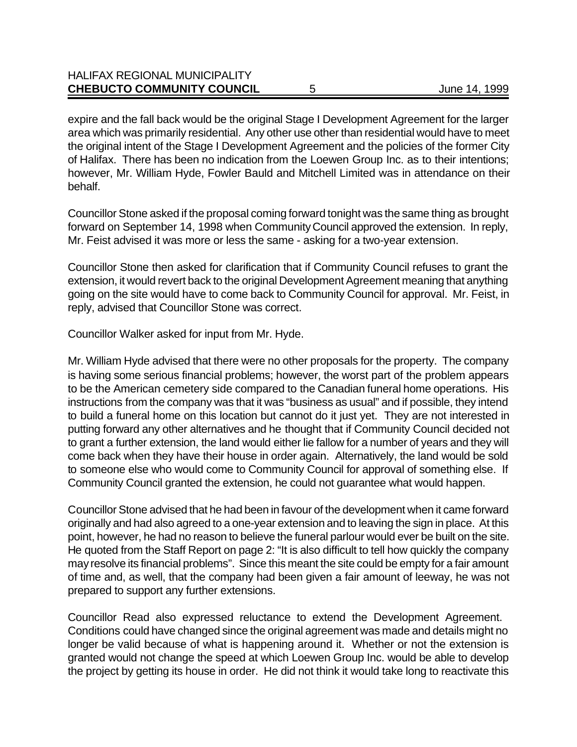expire and the fall back would be the original Stage I Development Agreement for the larger area which was primarily residential. Any other use other than residential would have to meet the original intent of the Stage I Development Agreement and the policies of the former City of Halifax. There has been no indication from the Loewen Group Inc. as to their intentions; however, Mr. William Hyde, Fowler Bauld and Mitchell Limited was in attendance on their behalf.

Councillor Stone asked if the proposal coming forward tonight was the same thing as brought forward on September 14, 1998 when Community Council approved the extension. In reply, Mr. Feist advised it was more or less the same - asking for a two-year extension.

Councillor Stone then asked for clarification that if Community Council refuses to grant the extension, it would revert back to the original Development Agreement meaning that anything going on the site would have to come back to Community Council for approval. Mr. Feist, in reply, advised that Councillor Stone was correct.

Councillor Walker asked for input from Mr. Hyde.

Mr. William Hyde advised that there were no other proposals for the property. The company is having some serious financial problems; however, the worst part of the problem appears to be the American cemetery side compared to the Canadian funeral home operations. His instructions from the company was that it was "business as usual" and if possible, they intend to build a funeral home on this location but cannot do it just yet. They are not interested in putting forward any other alternatives and he thought that if Community Council decided not to grant a further extension, the land would either lie fallow for a number of years and they will come back when they have their house in order again. Alternatively, the land would be sold to someone else who would come to Community Council for approval of something else. If Community Council granted the extension, he could not guarantee what would happen.

Councillor Stone advised that he had been in favour of the development when it came forward originally and had also agreed to a one-year extension and to leaving the sign in place. At this point, however, he had no reason to believe the funeral parlour would ever be built on the site. He quoted from the Staff Report on page 2: "It is also difficult to tell how quickly the company may resolve its financial problems". Since this meant the site could be empty for a fair amount of time and, as well, that the company had been given a fair amount of leeway, he was not prepared to support any further extensions.

Councillor Read also expressed reluctance to extend the Development Agreement. Conditions could have changed since the original agreement was made and details might no longer be valid because of what is happening around it. Whether or not the extension is granted would not change the speed at which Loewen Group Inc. would be able to develop the project by getting its house in order. He did not think it would take long to reactivate this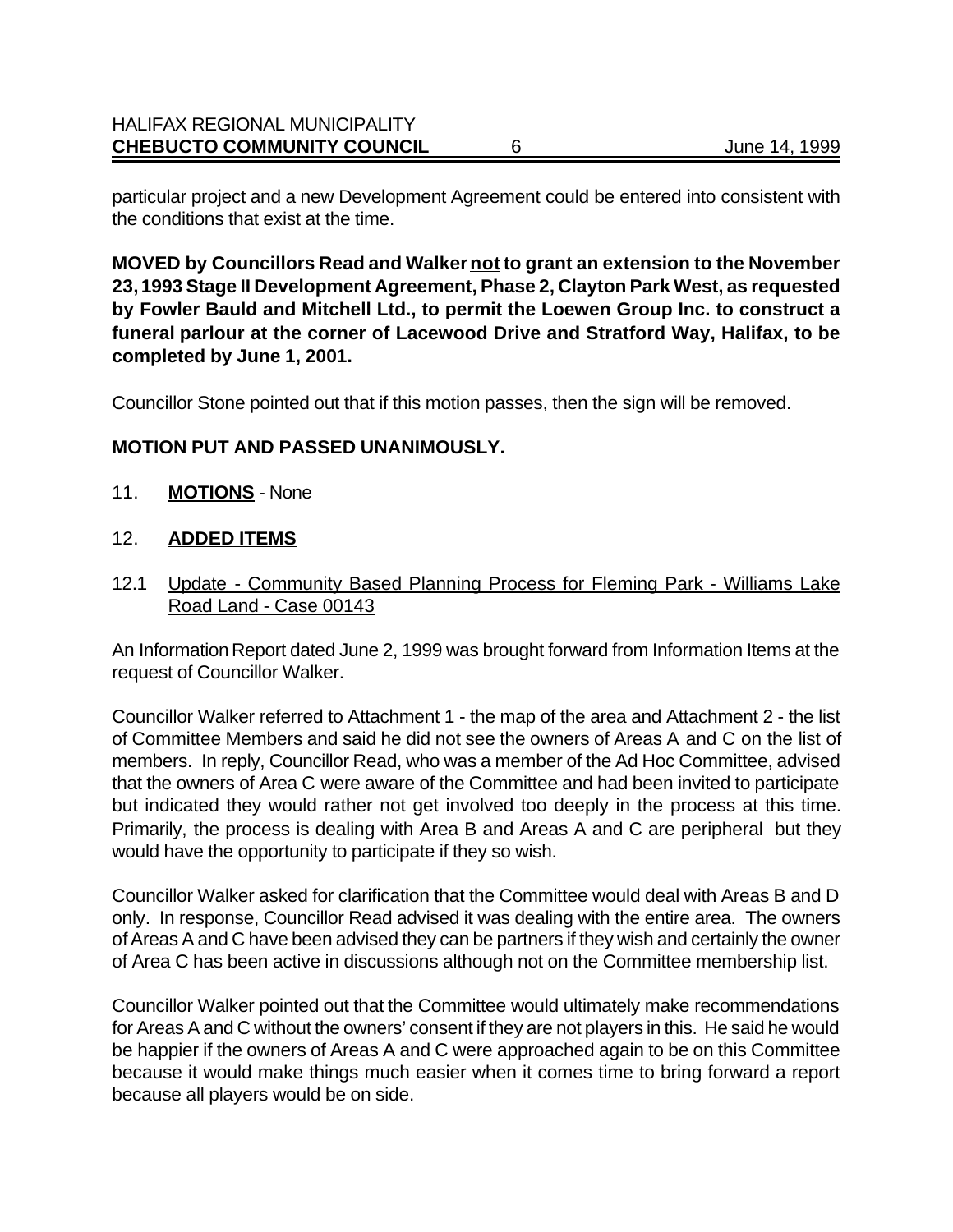particular project and a new Development Agreement could be entered into consistent with the conditions that exist at the time.

**MOVED by Councillors Read and Walker <u>not</u> to grant an extension to the November 23, 1993 Stage II Development Agreement, Phase 2, Clayton Park West, as requested by Fowler Bauld and Mitchell Ltd., to permit the Loewen Group Inc. to construct a funeral parlour at the corner of Lacewood Drive and Stratford Way, Halifax, to be completed by June 1, 2001.**

Councillor Stone pointed out that if this motion passes, then the sign will be removed.

**MOTION PUT AND PASSED UNANIMOUSLY.**

11. **<u>MOTIONS</u>** - None

12. **<u>ADDED ITEMS</u>**

12.1 <u>Update - Community Based Planning Process for Fleming Park - Williams Lake Road Land - Case 00143</u>

An Information Report dated June 2, 1999 was brought forward from Information Items at the request of Councillor Walker.

Councillor Walker referred to Attachment 1 - the map of the area and Attachment 2 - the list of Committee Members and said he did not see the owners of Areas A and C on the list of members. In reply, Councillor Read, who was a member of the Ad Hoc Committee, advised that the owners of Area C were aware of the Committee and had been invited to participate but indicated they would rather not get involved too deeply in the process at this time. Primarily, the process is dealing with Area B and Areas A and C are peripheral but they would have the opportunity to participate if they so wish.

Councillor Walker asked for clarification that the Committee would deal with Areas B and D only. In response, Councillor Read advised it was dealing with the entire area. The owners of Areas A and C have been advised they can be partners if they wish and certainly the owner of Area C has been active in discussions although not on the Committee membership list.

Councillor Walker pointed out that the Committee would ultimately make recommendations for Areas A and C without the owners' consent if they are not players in this. He said he would be happier if the owners of Areas A and C were approached again to be on this Committee because it would make things much easier when it comes time to bring forward a report because all players would be on side.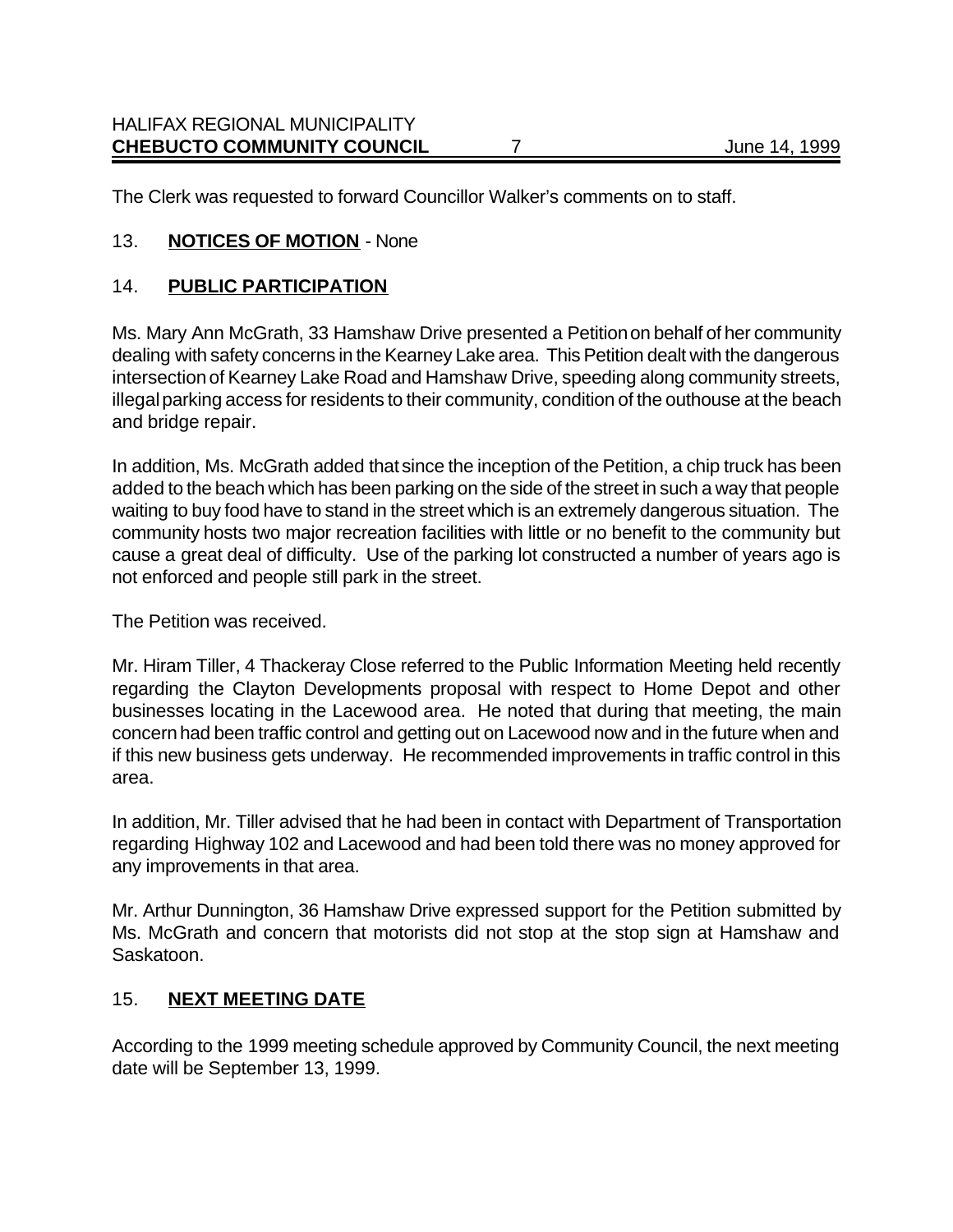The Clerk was requested to forward Councillor Walker's comments on to staff.

## 13. **NOTICES OF MOTION** - None

## 14. **PUBLIC PARTICIPATION**

Ms. Mary Ann McGrath, 33 Hamshaw Drive presented a Petition on behalf of her community dealing with safety concerns in the Kearney Lake area. This Petition dealt with the dangerous intersection of Kearney Lake Road and Hamshaw Drive, speeding along community streets, illegal parking access for residents to their community, condition of the outhouse at the beach and bridge repair.

In addition, Ms. McGrath added that since the inception of the Petition, a chip truck has been added to the beach which has been parking on the side of the street in such a way that people waiting to buy food have to stand in the street which is an extremely dangerous situation. The community hosts two major recreation facilities with little or no benefit to the community but cause a great deal of difficulty. Use of the parking lot constructed a number of years ago is not enforced and people still park in the street.

The Petition was received.

Mr. Hiram Tiller, 4 Thackeray Close referred to the Public Information Meeting held recently regarding the Clayton Developments proposal with respect to Home Depot and other businesses locating in the Lacewood area. He noted that during that meeting, the main concern had been traffic control and getting out on Lacewood now and in the future when and if this new business gets underway. He recommended improvements in traffic control in this area.

In addition, Mr. Tiller advised that he had been in contact with Department of Transportation regarding Highway 102 and Lacewood and had been told there was no money approved for any improvements in that area.

Mr. Arthur Dunnington, 36 Hamshaw Drive expressed support for the Petition submitted by Ms. McGrath and concern that motorists did not stop at the stop sign at Hamshaw and Saskatoon.

## 15. **NEXT MEETING DATE**

According to the 1999 meeting schedule approved by Community Council, the next meeting date will be September 13, 1999.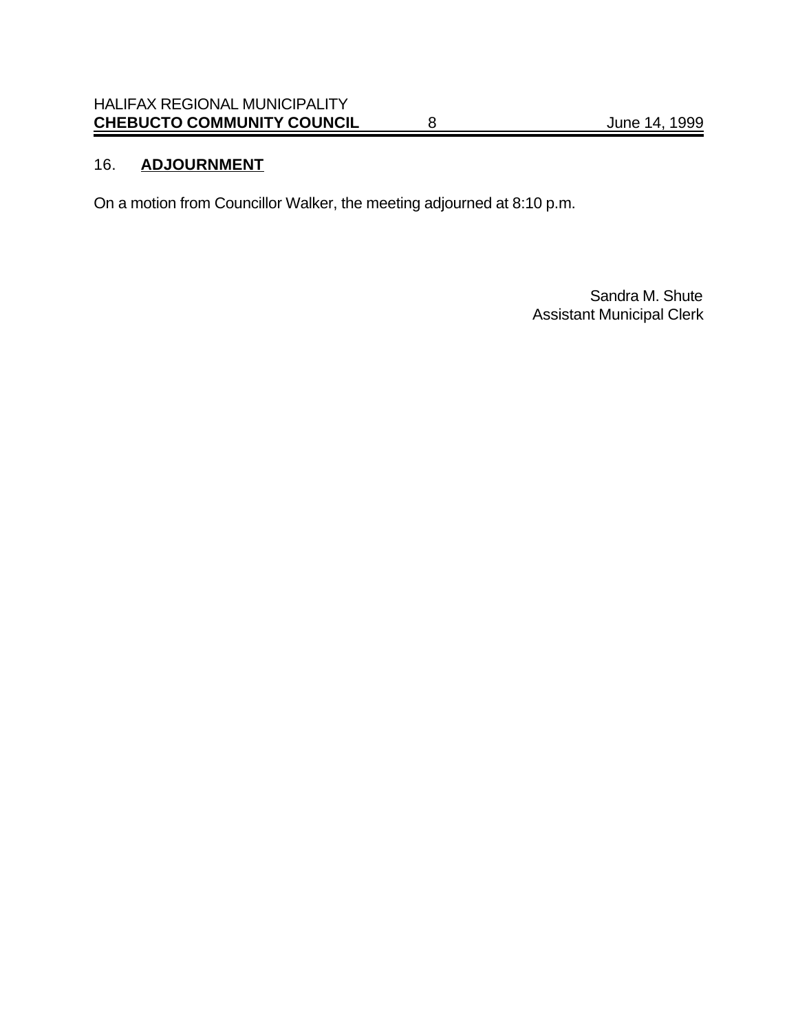## 16. **ADJOURNMENT**

On a motion from Councillor Walker, the meeting adjourned at 8:10 p.m.

Sandra M. Shute
Assistant Municipal Clerk